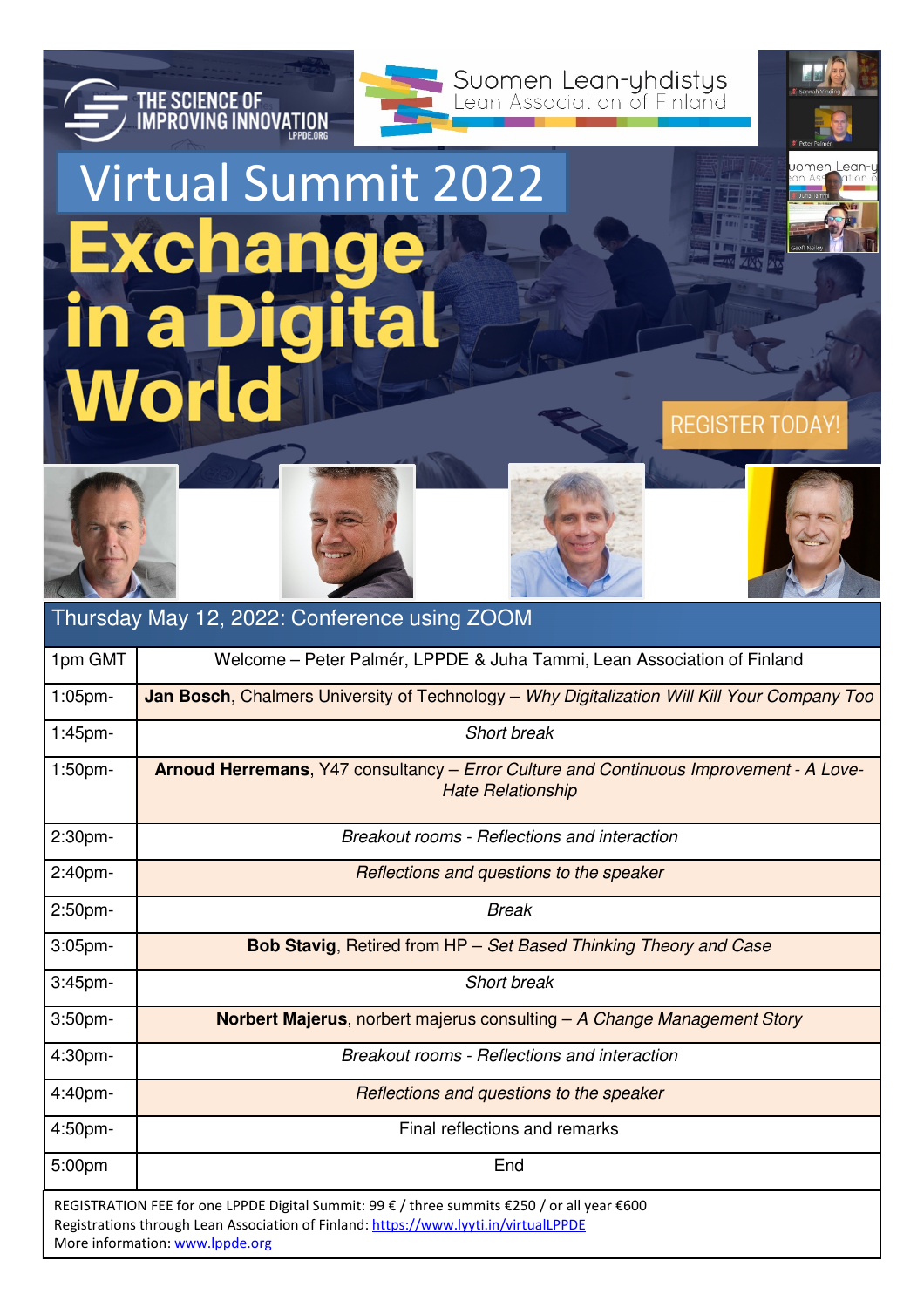THE SCIENCE OF IMPROVING INNOVATION
LPPDE.ORG

Suomen Lean-yhdistys
Lean Association of Finland

# Virtual Summit 2022

# Exchange in a Digital World

REGISTER TODAY!

## Thursday May 12, 2022: Conference using ZOOM

| Time | Program |
|---|---|
| 1pm GMT | Welcome – Peter Palmér, LPPDE & Juha Tammi, Lean Association of Finland |
| 1:05pm- | **Jan Bosch**, Chalmers University of Technology – *Why Digitalization Will Kill Your Company Too* |
| 1:45pm- | *Short break* |
| 1:50pm- | **Arnoud Herremans**, Y47 consultancy – *Error Culture and Continuous Improvement - A Love-Hate Relationship* |
| 2:30pm- | *Breakout rooms - Reflections and interaction* |
| 2:40pm- | *Reflections and questions to the speaker* |
| 2:50pm- | *Break* |
| 3:05pm- | **Bob Stavig**, Retired from HP – *Set Based Thinking Theory and Case* |
| 3:45pm- | *Short break* |
| 3:50pm- | **Norbert Majerus**, norbert majerus consulting – *A Change Management Story* |
| 4:30pm- | *Breakout rooms - Reflections and interaction* |
| 4:40pm- | *Reflections and questions to the speaker* |
| 4:50pm- | Final reflections and remarks |
| 5:00pm | End |

REGISTRATION FEE for one LPPDE Digital Summit: 99 € / three summits €250 / or all year €600
Registrations through Lean Association of Finland: https://www.lyyti.in/virtualLPPDE
More information: www.lppde.org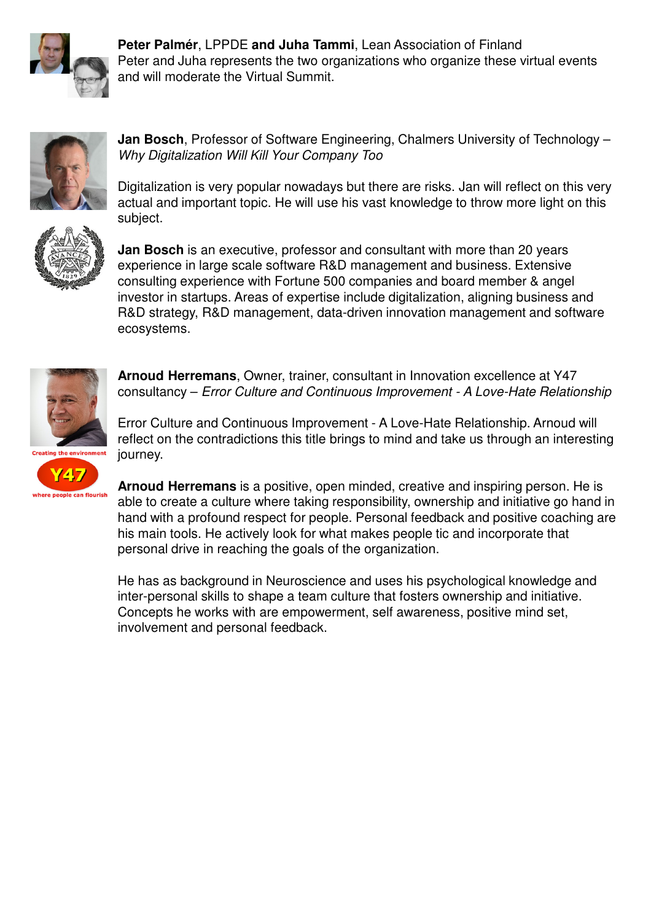**Peter Palmér**, LPPDE **and Juha Tammi**, Lean Association of Finland
Peter and Juha represents the two organizations who organize these virtual events and will moderate the Virtual Summit.

**Jan Bosch**, Professor of Software Engineering, Chalmers University of Technology – *Why Digitalization Will Kill Your Company Too*

Digitalization is very popular nowadays but there are risks. Jan will reflect on this very actual and important topic. He will use his vast knowledge to throw more light on this subject.

**Jan Bosch** is an executive, professor and consultant with more than 20 years experience in large scale software R&D management and business. Extensive consulting experience with Fortune 500 companies and board member & angel investor in startups. Areas of expertise include digitalization, aligning business and R&D strategy, R&D management, data-driven innovation management and software ecosystems.

**Arnoud Herremans**, Owner, trainer, consultant in Innovation excellence at Y47 consultancy – *Error Culture and Continuous Improvement - A Love-Hate Relationship*

Error Culture and Continuous Improvement - A Love-Hate Relationship. Arnoud will reflect on the contradictions this title brings to mind and take us through an interesting journey.

**Arnoud Herremans** is a positive, open minded, creative and inspiring person. He is able to create a culture where taking responsibility, ownership and initiative go hand in hand with a profound respect for people. Personal feedback and positive coaching are his main tools. He actively look for what makes people tic and incorporate that personal drive in reaching the goals of the organization.

He has as background in Neuroscience and uses his psychological knowledge and inter-personal skills to shape a team culture that fosters ownership and initiative. Concepts he works with are empowerment, self awareness, positive mind set, involvement and personal feedback.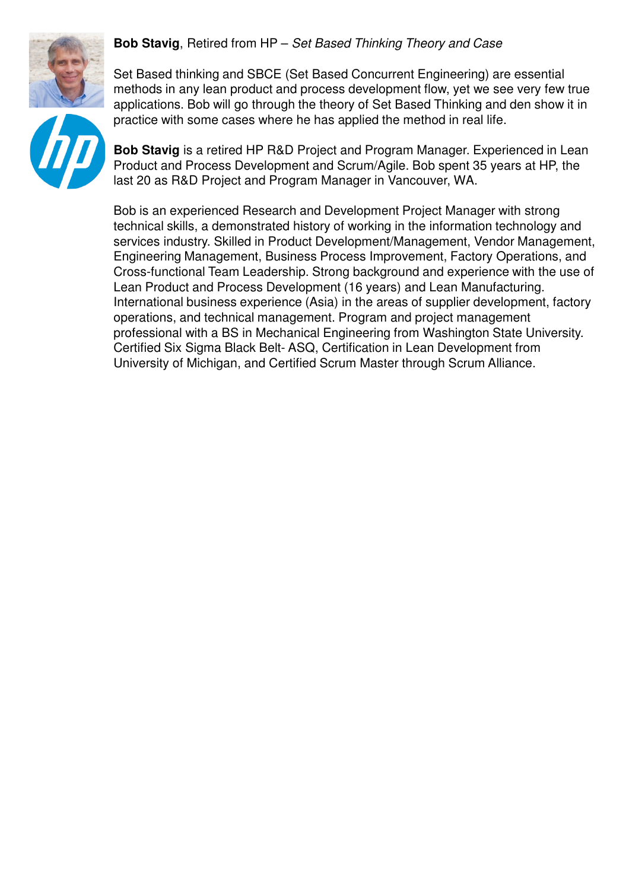**Bob Stavig**, Retired from HP – *Set Based Thinking Theory and Case*

Set Based thinking and SBCE (Set Based Concurrent Engineering) are essential methods in any lean product and process development flow, yet we see very few true applications. Bob will go through the theory of Set Based Thinking and den show it in practice with some cases where he has applied the method in real life.

**Bob Stavig** is a retired HP R&D Project and Program Manager. Experienced in Lean Product and Process Development and Scrum/Agile. Bob spent 35 years at HP, the last 20 as R&D Project and Program Manager in Vancouver, WA.

Bob is an experienced Research and Development Project Manager with strong technical skills, a demonstrated history of working in the information technology and services industry. Skilled in Product Development/Management, Vendor Management, Engineering Management, Business Process Improvement, Factory Operations, and Cross-functional Team Leadership. Strong background and experience with the use of Lean Product and Process Development (16 years) and Lean Manufacturing. International business experience (Asia) in the areas of supplier development, factory operations, and technical management. Program and project management professional with a BS in Mechanical Engineering from Washington State University. Certified Six Sigma Black Belt- ASQ, Certification in Lean Development from University of Michigan, and Certified Scrum Master through Scrum Alliance.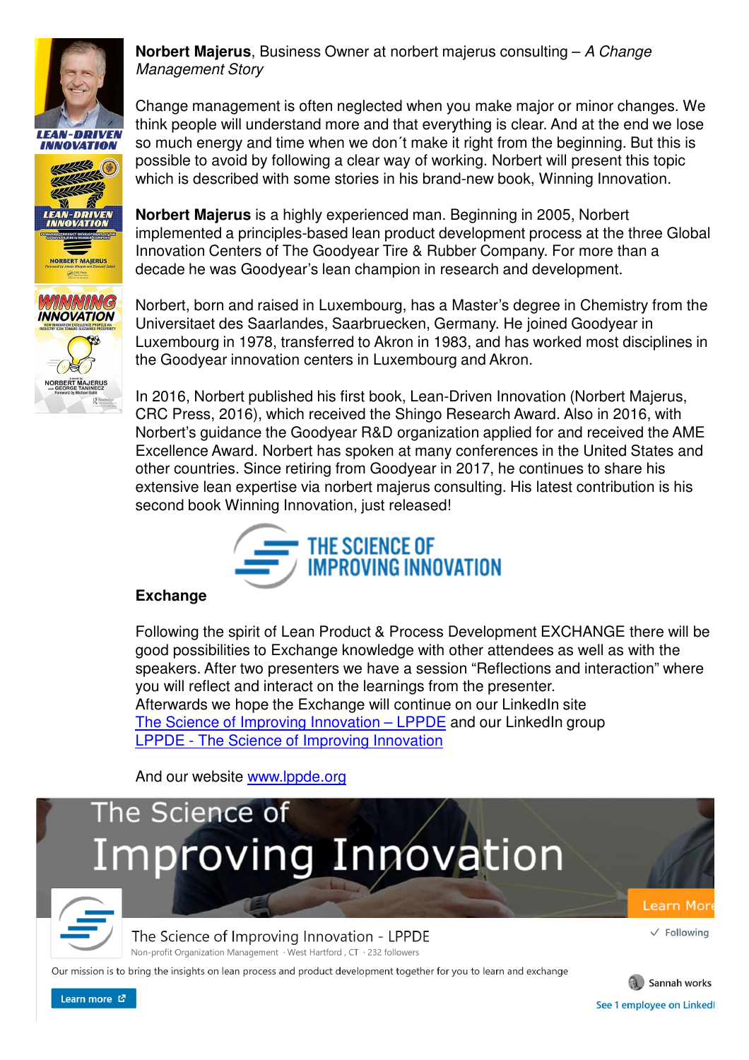**Norbert Majerus**, Business Owner at norbert majerus consulting – *A Change Management Story*

Change management is often neglected when you make major or minor changes. We think people will understand more and that everything is clear. And at the end we lose so much energy and time when we don´t make it right from the beginning. But this is possible to avoid by following a clear way of working. Norbert will present this topic which is described with some stories in his brand-new book, Winning Innovation.

**Norbert Majerus** is a highly experienced man. Beginning in 2005, Norbert implemented a principles-based lean product development process at the three Global Innovation Centers of The Goodyear Tire & Rubber Company. For more than a decade he was Goodyear's lean champion in research and development.

Norbert, born and raised in Luxembourg, has a Master's degree in Chemistry from the Universitaet des Saarlandes, Saarbruecken, Germany. He joined Goodyear in Luxembourg in 1978, transferred to Akron in 1983, and has worked most disciplines in the Goodyear innovation centers in Luxembourg and Akron.

In 2016, Norbert published his first book, Lean-Driven Innovation (Norbert Majerus, CRC Press, 2016), which received the Shingo Research Award. Also in 2016, with Norbert's guidance the Goodyear R&D organization applied for and received the AME Excellence Award. Norbert has spoken at many conferences in the United States and other countries. Since retiring from Goodyear in 2017, he continues to share his extensive lean expertise via norbert majerus consulting. His latest contribution is his second book Winning Innovation, just released!

THE SCIENCE OF IMPROVING INNOVATION

**Exchange**

Following the spirit of Lean Product & Process Development EXCHANGE there will be good possibilities to Exchange knowledge with other attendees as well as with the speakers. After two presenters we have a session "Reflections and interaction" where you will reflect and interact on the learnings from the presenter.
Afterwards we hope the Exchange will continue on our LinkedIn site [The Science of Improving Innovation – LPPDE] and our LinkedIn group [LPPDE - The Science of Improving Innovation]

And our website [www.lppde.org]

The Science of Improving Innovation

The Science of Improving Innovation - LPPDE

Non-profit Organization Management · West Hartford , CT · 232 followers

Our mission is to bring the insights on lean process and product development together for you to learn and exchange

Learn more

Following

Sannah works

See 1 employee on LinkedI